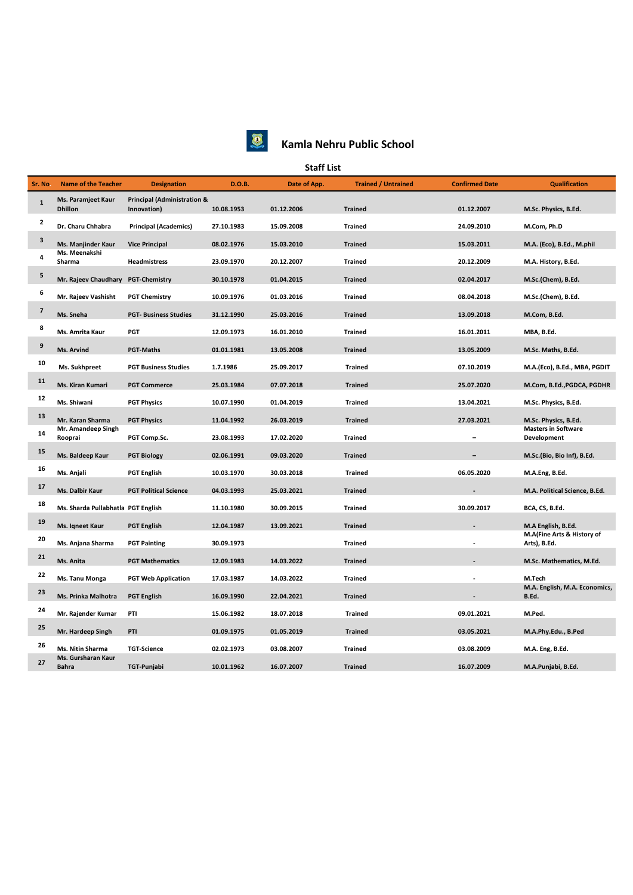# Kamla Nehru Public School

## Staff List

| Sr. No | Name of the Teacher | Designation | D.O.B. | Date of App. | Trained / Untrained | Confirmed Date | Qualification |
|---|---|---|---|---|---|---|---|
| 1 | Ms. Paramjeet Kaur Dhillon | Principal (Administration & Innovation) | 10.08.1953 | 01.12.2006 | Trained | 01.12.2007 | M.Sc. Physics, B.Ed. |
| 2 | Dr. Charu Chhabra | Principal (Academics) | 27.10.1983 | 15.09.2008 | Trained | 24.09.2010 | M.Com, Ph.D |
| 3 | Ms. Manjinder Kaur | Vice Principal | 08.02.1976 | 15.03.2010 | Trained | 15.03.2011 | M.A. (Eco), B.Ed., M.phil |
| 4 | Ms. Meenakshi Sharma | Headmistress | 23.09.1970 | 20.12.2007 | Trained | 20.12.2009 | M.A. History, B.Ed. |
| 5 | Mr. Rajeev Chaudhary | PGT-Chemistry | 30.10.1978 | 01.04.2015 | Trained | 02.04.2017 | M.Sc.(Chem), B.Ed. |
| 6 | Mr. Rajeev Vashisht | PGT Chemistry | 10.09.1976 | 01.03.2016 | Trained | 08.04.2018 | M.Sc.(Chem), B.Ed. |
| 7 | Ms. Sneha | PGT- Business Studies | 31.12.1990 | 25.03.2016 | Trained | 13.09.2018 | M.Com, B.Ed. |
| 8 | Ms. Amrita Kaur | PGT | 12.09.1973 | 16.01.2010 | Trained | 16.01.2011 | MBA, B.Ed. |
| 9 | Ms. Arvind | PGT-Maths | 01.01.1981 | 13.05.2008 | Trained | 13.05.2009 | M.Sc. Maths, B.Ed. |
| 10 | Ms. Sukhpreet | PGT Business Studies | 1.7.1986 | 25.09.2017 | Trained | 07.10.2019 | M.A.(Eco), B.Ed., MBA, PGDIT |
| 11 | Ms. Kiran Kumari | PGT Commerce | 25.03.1984 | 07.07.2018 | Trained | 25.07.2020 | M.Com, B.Ed.,PGDCA, PGDHR |
| 12 | Ms. Shiwani | PGT Physics | 10.07.1990 | 01.04.2019 | Trained | 13.04.2021 | M.Sc. Physics, B.Ed. |
| 13 | Mr. Karan Sharma | PGT Physics | 11.04.1992 | 26.03.2019 | Trained | 27.03.2021 | M.Sc. Physics, B.Ed. |
| 14 | Mr. Amandeep Singh Rooprai | PGT Comp.Sc. | 23.08.1993 | 17.02.2020 | Trained | – | Masters in Software Development |
| 15 | Ms. Baldeep Kaur | PGT Biology | 02.06.1991 | 09.03.2020 | Trained | – | M.Sc.(Bio, Bio Inf), B.Ed. |
| 16 | Ms. Anjali | PGT English | 10.03.1970 | 30.03.2018 | Trained | 06.05.2020 | M.A.Eng, B.Ed. |
| 17 | Ms. Dalbir Kaur | PGT Political Science | 04.03.1993 | 25.03.2021 | Trained | - | M.A. Political Science, B.Ed. |
| 18 | Ms. Sharda Pullabhatla | PGT English | 11.10.1980 | 30.09.2015 | Trained | 30.09.2017 | BCA, CS, B.Ed. |
| 19 | Ms. Iqneet Kaur | PGT English | 12.04.1987 | 13.09.2021 | Trained | - | M.A English, B.Ed. |
| 20 | Ms. Anjana Sharma | PGT Painting | 30.09.1973 | | Trained | - | M.A(Fine Arts & History of Arts), B.Ed. |
| 21 | Ms. Anita | PGT Mathematics | 12.09.1983 | 14.03.2022 | Trained | - | M.Sc. Mathematics, M.Ed. |
| 22 | Ms. Tanu Monga | PGT Web Application | 17.03.1987 | 14.03.2022 | Trained | - | M.Tech |
| 23 | Ms. Prinka Malhotra | PGT English | 16.09.1990 | 22.04.2021 | Trained | - | M.A. English, M.A. Economics, B.Ed. |
| 24 | Mr. Rajender Kumar | PTI | 15.06.1982 | 18.07.2018 | Trained | 09.01.2021 | M.Ped. |
| 25 | Mr. Hardeep Singh | PTI | 01.09.1975 | 01.05.2019 | Trained | 03.05.2021 | M.A.Phy.Edu., B.Ped |
| 26 | Ms. Nitin Sharma | TGT-Science | 02.02.1973 | 03.08.2007 | Trained | 03.08.2009 | M.A. Eng, B.Ed. |
| 27 | Ms. Gursharan Kaur Bahra | TGT-Punjabi | 10.01.1962 | 16.07.2007 | Trained | 16.07.2009 | M.A.Punjabi, B.Ed. |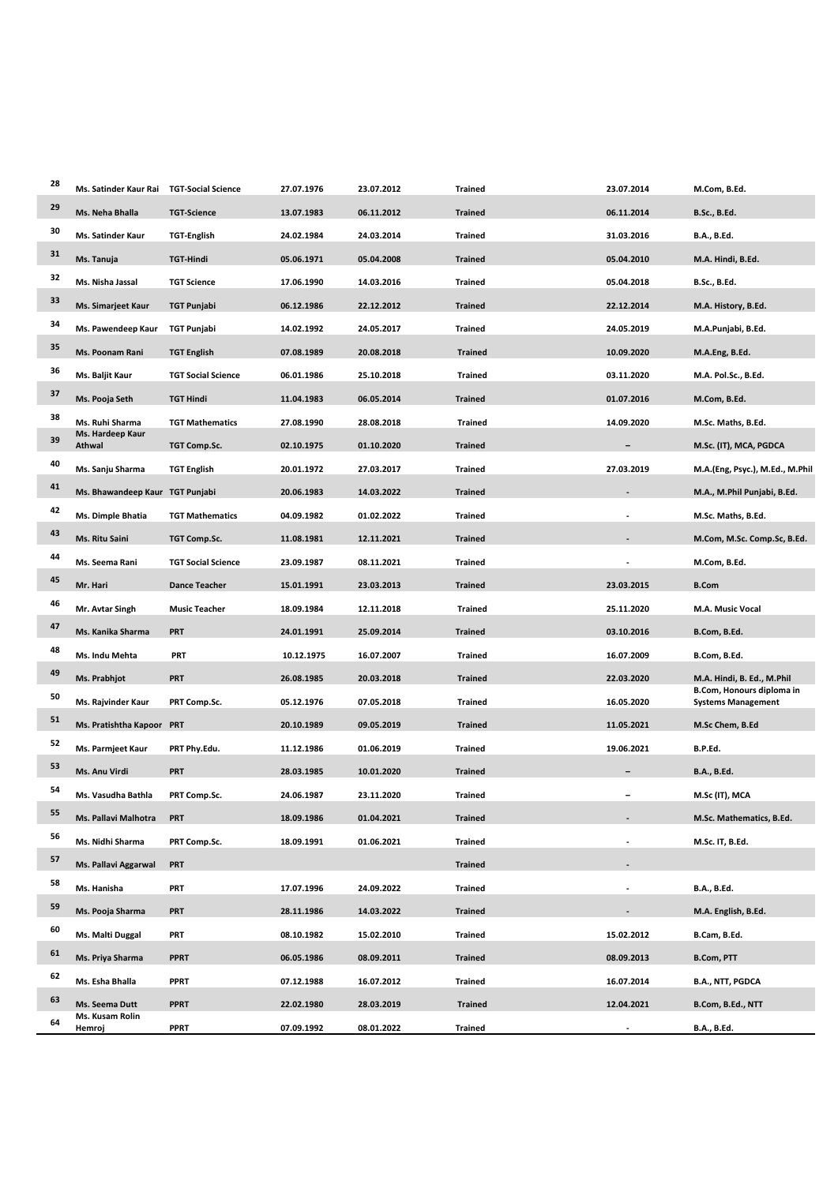| | | | | | | | |
|---|---|---|---|---|---|---|---|
| 28 | Ms. Satinder Kaur Rai | TGT-Social Science | 27.07.1976 | 23.07.2012 | Trained | 23.07.2014 | M.Com, B.Ed. |
| 29 | Ms. Neha Bhalla | TGT-Science | 13.07.1983 | 06.11.2012 | Trained | 06.11.2014 | B.Sc., B.Ed. |
| 30 | Ms. Satinder Kaur | TGT-English | 24.02.1984 | 24.03.2014 | Trained | 31.03.2016 | B.A., B.Ed. |
| 31 | Ms. Tanuja | TGT-Hindi | 05.06.1971 | 05.04.2008 | Trained | 05.04.2010 | M.A. Hindi, B.Ed. |
| 32 | Ms. Nisha Jassal | TGT Science | 17.06.1990 | 14.03.2016 | Trained | 05.04.2018 | B.Sc., B.Ed. |
| 33 | Ms. Simarjeet Kaur | TGT Punjabi | 06.12.1986 | 22.12.2012 | Trained | 22.12.2014 | M.A. History, B.Ed. |
| 34 | Ms. Pawendeep Kaur | TGT Punjabi | 14.02.1992 | 24.05.2017 | Trained | 24.05.2019 | M.A.Punjabi, B.Ed. |
| 35 | Ms. Poonam Rani | TGT English | 07.08.1989 | 20.08.2018 | Trained | 10.09.2020 | M.A.Eng, B.Ed. |
| 36 | Ms. Baljit Kaur | TGT Social Science | 06.01.1986 | 25.10.2018 | Trained | 03.11.2020 | M.A. Pol.Sc., B.Ed. |
| 37 | Ms. Pooja Seth | TGT Hindi | 11.04.1983 | 06.05.2014 | Trained | 01.07.2016 | M.Com, B.Ed. |
| 38 | Ms. Ruhi Sharma | TGT Mathematics | 27.08.1990 | 28.08.2018 | Trained | 14.09.2020 | M.Sc. Maths, B.Ed. |
| 39 | Ms. Hardeep Kaur Athwal | TGT Comp.Sc. | 02.10.1975 | 01.10.2020 | Trained | – | M.Sc. (IT), MCA, PGDCA |
| 40 | Ms. Sanju Sharma | TGT English | 20.01.1972 | 27.03.2017 | Trained | 27.03.2019 | M.A.(Eng, Psyc.), M.Ed., M.Phil |
| 41 | Ms. Bhawandeep Kaur | TGT Punjabi | 20.06.1983 | 14.03.2022 | Trained | - | M.A., M.Phil Punjabi, B.Ed. |
| 42 | Ms. Dimple Bhatia | TGT Mathematics | 04.09.1982 | 01.02.2022 | Trained | - | M.Sc. Maths, B.Ed. |
| 43 | Ms. Ritu Saini | TGT Comp.Sc. | 11.08.1981 | 12.11.2021 | Trained | - | M.Com, M.Sc. Comp.Sc, B.Ed. |
| 44 | Ms. Seema Rani | TGT Social Science | 23.09.1987 | 08.11.2021 | Trained | - | M.Com, B.Ed. |
| 45 | Mr. Hari | Dance Teacher | 15.01.1991 | 23.03.2013 | Trained | 23.03.2015 | B.Com |
| 46 | Mr. Avtar Singh | Music Teacher | 18.09.1984 | 12.11.2018 | Trained | 25.11.2020 | M.A. Music Vocal |
| 47 | Ms. Kanika Sharma | PRT | 24.01.1991 | 25.09.2014 | Trained | 03.10.2016 | B.Com, B.Ed. |
| 48 | Ms. Indu Mehta | PRT | 10.12.1975 | 16.07.2007 | Trained | 16.07.2009 | B.Com, B.Ed. |
| 49 | Ms. Prabhjot | PRT | 26.08.1985 | 20.03.2018 | Trained | 22.03.2020 | M.A. Hindi, B. Ed., M.Phil |
| 50 | Ms. Rajvinder Kaur | PRT Comp.Sc. | 05.12.1976 | 07.05.2018 | Trained | 16.05.2020 | B.Com, Honours diploma in Systems Management |
| 51 | Ms. Pratishtha Kapoor | PRT | 20.10.1989 | 09.05.2019 | Trained | 11.05.2021 | M.Sc Chem, B.Ed |
| 52 | Ms. Parmjeet Kaur | PRT Phy.Edu. | 11.12.1986 | 01.06.2019 | Trained | 19.06.2021 | B.P.Ed. |
| 53 | Ms. Anu Virdi | PRT | 28.03.1985 | 10.01.2020 | Trained | – | B.A., B.Ed. |
| 54 | Ms. Vasudha Bathla | PRT Comp.Sc. | 24.06.1987 | 23.11.2020 | Trained | – | M.Sc (IT), MCA |
| 55 | Ms. Pallavi Malhotra | PRT | 18.09.1986 | 01.04.2021 | Trained | - | M.Sc. Mathematics, B.Ed. |
| 56 | Ms. Nidhi Sharma | PRT Comp.Sc. | 18.09.1991 | 01.06.2021 | Trained | - | M.Sc. IT, B.Ed. |
| 57 | Ms. Pallavi Aggarwal | PRT | | | Trained | - | |
| 58 | Ms. Hanisha | PRT | 17.07.1996 | 24.09.2022 | Trained | - | B.A., B.Ed. |
| 59 | Ms. Pooja Sharma | PRT | 28.11.1986 | 14.03.2022 | Trained | - | M.A. English, B.Ed. |
| 60 | Ms. Malti Duggal | PRT | 08.10.1982 | 15.02.2010 | Trained | 15.02.2012 | B.Cam, B.Ed. |
| 61 | Ms. Priya Sharma | PPRT | 06.05.1986 | 08.09.2011 | Trained | 08.09.2013 | B.Com, PTT |
| 62 | Ms. Esha Bhalla | PPRT | 07.12.1988 | 16.07.2012 | Trained | 16.07.2014 | B.A., NTT, PGDCA |
| 63 | Ms. Seema Dutt | PPRT | 22.02.1980 | 28.03.2019 | Trained | 12.04.2021 | B.Com, B.Ed., NTT |
| 64 | Ms. Kusam Rolin Hemroj | PPRT | 07.09.1992 | 08.01.2022 | Trained | - | B.A., B.Ed. |